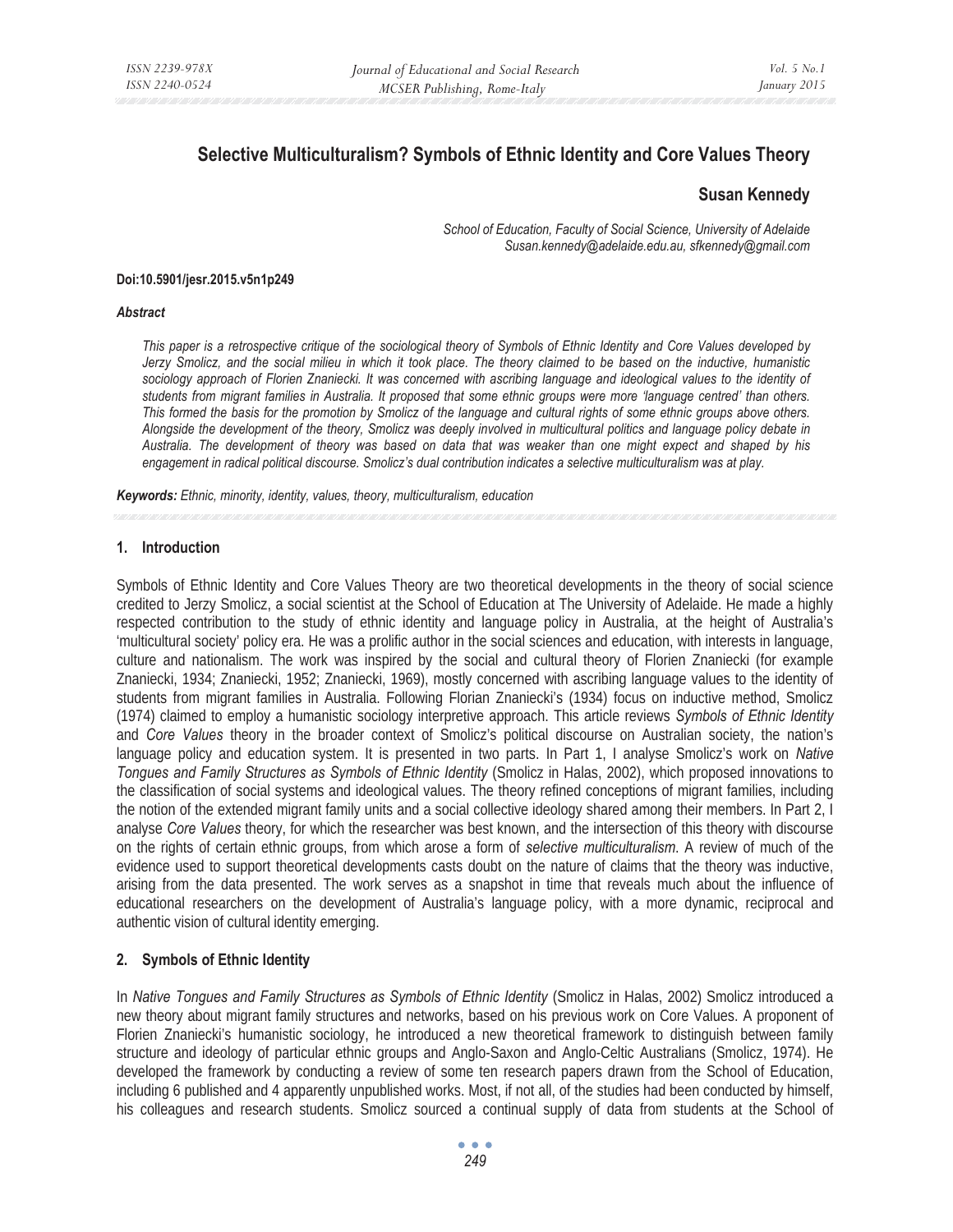# Selective Multiculturalism? Symbols of Ethnic Identity and Core Values Theory

**Susan Kennedy**

*School of Education, Faculty of Social Science, University of Adelaide*
*Susan.kennedy@adelaide.edu.au, sfkennedy@gmail.com*

**Doi:10.5901/jesr.2015.v5n1p249**

***Abstract***

*This paper is a retrospective critique of the sociological theory of Symbols of Ethnic Identity and Core Values developed by Jerzy Smolicz, and the social milieu in which it took place. The theory claimed to be based on the inductive, humanistic sociology approach of Florien Znaniecki. It was concerned with ascribing language and ideological values to the identity of students from migrant families in Australia. It proposed that some ethnic groups were more 'language centred' than others. This formed the basis for the promotion by Smolicz of the language and cultural rights of some ethnic groups above others. Alongside the development of the theory, Smolicz was deeply involved in multicultural politics and language policy debate in Australia. The development of theory was based on data that was weaker than one might expect and shaped by his engagement in radical political discourse. Smolicz's dual contribution indicates a selective multiculturalism was at play.*

***Keywords:*** *Ethnic, minority, identity, values, theory, multiculturalism, education*

## 1. Introduction

Symbols of Ethnic Identity and Core Values Theory are two theoretical developments in the theory of social science credited to Jerzy Smolicz, a social scientist at the School of Education at The University of Adelaide. He made a highly respected contribution to the study of ethnic identity and language policy in Australia, at the height of Australia's 'multicultural society' policy era. He was a prolific author in the social sciences and education, with interests in language, culture and nationalism. The work was inspired by the social and cultural theory of Florien Znaniecki (for example Znaniecki, 1934; Znaniecki, 1952; Znaniecki, 1969), mostly concerned with ascribing language values to the identity of students from migrant families in Australia. Following Florian Znaniecki's (1934) focus on inductive method, Smolicz (1974) claimed to employ a humanistic sociology interpretive approach. This article reviews *Symbols of Ethnic Identity* and *Core Values* theory in the broader context of Smolicz's political discourse on Australian society, the nation's language policy and education system. It is presented in two parts. In Part 1, I analyse Smolicz's work on *Native Tongues and Family Structures as Symbols of Ethnic Identity* (Smolicz in Halas, 2002), which proposed innovations to the classification of social systems and ideological values. The theory refined conceptions of migrant families, including the notion of the extended migrant family units and a social collective ideology shared among their members. In Part 2, I analyse *Core Values* theory, for which the researcher was best known, and the intersection of this theory with discourse on the rights of certain ethnic groups, from which arose a form of *selective multiculturalism*. A review of much of the evidence used to support theoretical developments casts doubt on the nature of claims that the theory was inductive, arising from the data presented. The work serves as a snapshot in time that reveals much about the influence of educational researchers on the development of Australia's language policy, with a more dynamic, reciprocal and authentic vision of cultural identity emerging.

## 2. Symbols of Ethnic Identity

In *Native Tongues and Family Structures as Symbols of Ethnic Identity* (Smolicz in Halas, 2002) Smolicz introduced a new theory about migrant family structures and networks, based on his previous work on Core Values. A proponent of Florien Znaniecki's humanistic sociology, he introduced a new theoretical framework to distinguish between family structure and ideology of particular ethnic groups and Anglo-Saxon and Anglo-Celtic Australians (Smolicz, 1974). He developed the framework by conducting a review of some ten research papers drawn from the School of Education, including 6 published and 4 apparently unpublished works. Most, if not all, of the studies had been conducted by himself, his colleagues and research students. Smolicz sourced a continual supply of data from students at the School of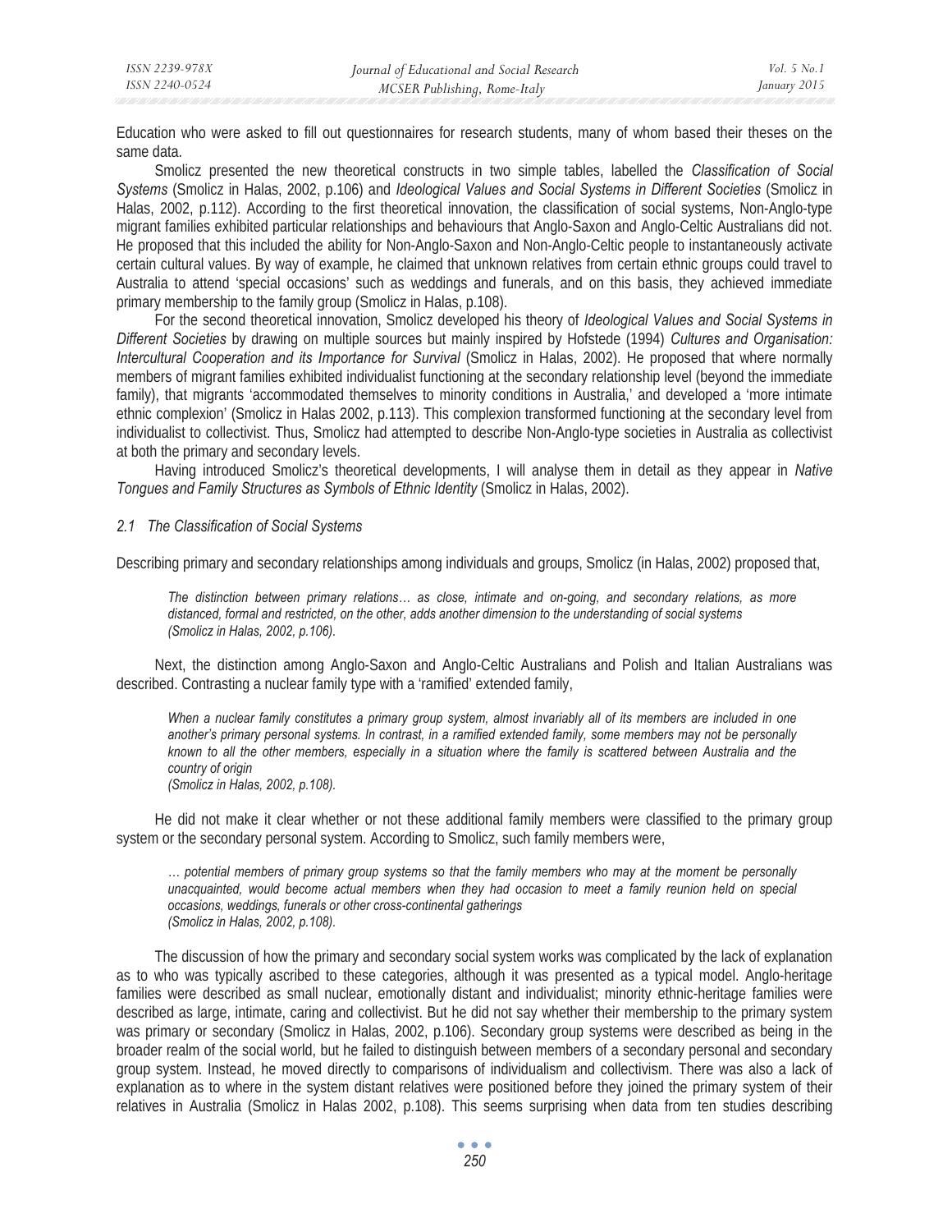Education who were asked to fill out questionnaires for research students, many of whom based their theses on the same data.

Smolicz presented the new theoretical constructs in two simple tables, labelled the *Classification of Social Systems* (Smolicz in Halas, 2002, p.106) and *Ideological Values and Social Systems in Different Societies* (Smolicz in Halas, 2002, p.112). According to the first theoretical innovation, the classification of social systems, Non-Anglo-type migrant families exhibited particular relationships and behaviours that Anglo-Saxon and Anglo-Celtic Australians did not. He proposed that this included the ability for Non-Anglo-Saxon and Non-Anglo-Celtic people to instantaneously activate certain cultural values. By way of example, he claimed that unknown relatives from certain ethnic groups could travel to Australia to attend 'special occasions' such as weddings and funerals, and on this basis, they achieved immediate primary membership to the family group (Smolicz in Halas, p.108).

For the second theoretical innovation, Smolicz developed his theory of *Ideological Values and Social Systems in Different Societies* by drawing on multiple sources but mainly inspired by Hofstede (1994) *Cultures and Organisation: Intercultural Cooperation and its Importance for Survival* (Smolicz in Halas, 2002). He proposed that where normally members of migrant families exhibited individualist functioning at the secondary relationship level (beyond the immediate family), that migrants 'accommodated themselves to minority conditions in Australia,' and developed a 'more intimate ethnic complexion' (Smolicz in Halas 2002, p.113). This complexion transformed functioning at the secondary level from individualist to collectivist. Thus, Smolicz had attempted to describe Non-Anglo-type societies in Australia as collectivist at both the primary and secondary levels.

Having introduced Smolicz's theoretical developments, I will analyse them in detail as they appear in *Native Tongues and Family Structures as Symbols of Ethnic Identity* (Smolicz in Halas, 2002).

### 2.1 The Classification of Social Systems

Describing primary and secondary relationships among individuals and groups, Smolicz (in Halas, 2002) proposed that,

> *The distinction between primary relations… as close, intimate and on-going, and secondary relations, as more distanced, formal and restricted, on the other, adds another dimension to the understanding of social systems (Smolicz in Halas, 2002, p.106).*

Next, the distinction among Anglo-Saxon and Anglo-Celtic Australians and Polish and Italian Australians was described. Contrasting a nuclear family type with a 'ramified' extended family,

> *When a nuclear family constitutes a primary group system, almost invariably all of its members are included in one another's primary personal systems. In contrast, in a ramified extended family, some members may not be personally known to all the other members, especially in a situation where the family is scattered between Australia and the country of origin*
> *(Smolicz in Halas, 2002, p.108).*

He did not make it clear whether or not these additional family members were classified to the primary group system or the secondary personal system. According to Smolicz, such family members were,

> *… potential members of primary group systems so that the family members who may at the moment be personally unacquainted, would become actual members when they had occasion to meet a family reunion held on special occasions, weddings, funerals or other cross-continental gatherings*
> *(Smolicz in Halas, 2002, p.108).*

The discussion of how the primary and secondary social system works was complicated by the lack of explanation as to who was typically ascribed to these categories, although it was presented as a typical model. Anglo-heritage families were described as small nuclear, emotionally distant and individualist; minority ethnic-heritage families were described as large, intimate, caring and collectivist. But he did not say whether their membership to the primary system was primary or secondary (Smolicz in Halas, 2002, p.106). Secondary group systems were described as being in the broader realm of the social world, but he failed to distinguish between members of a secondary personal and secondary group system. Instead, he moved directly to comparisons of individualism and collectivism. There was also a lack of explanation as to where in the system distant relatives were positioned before they joined the primary system of their relatives in Australia (Smolicz in Halas 2002, p.108). This seems surprising when data from ten studies describing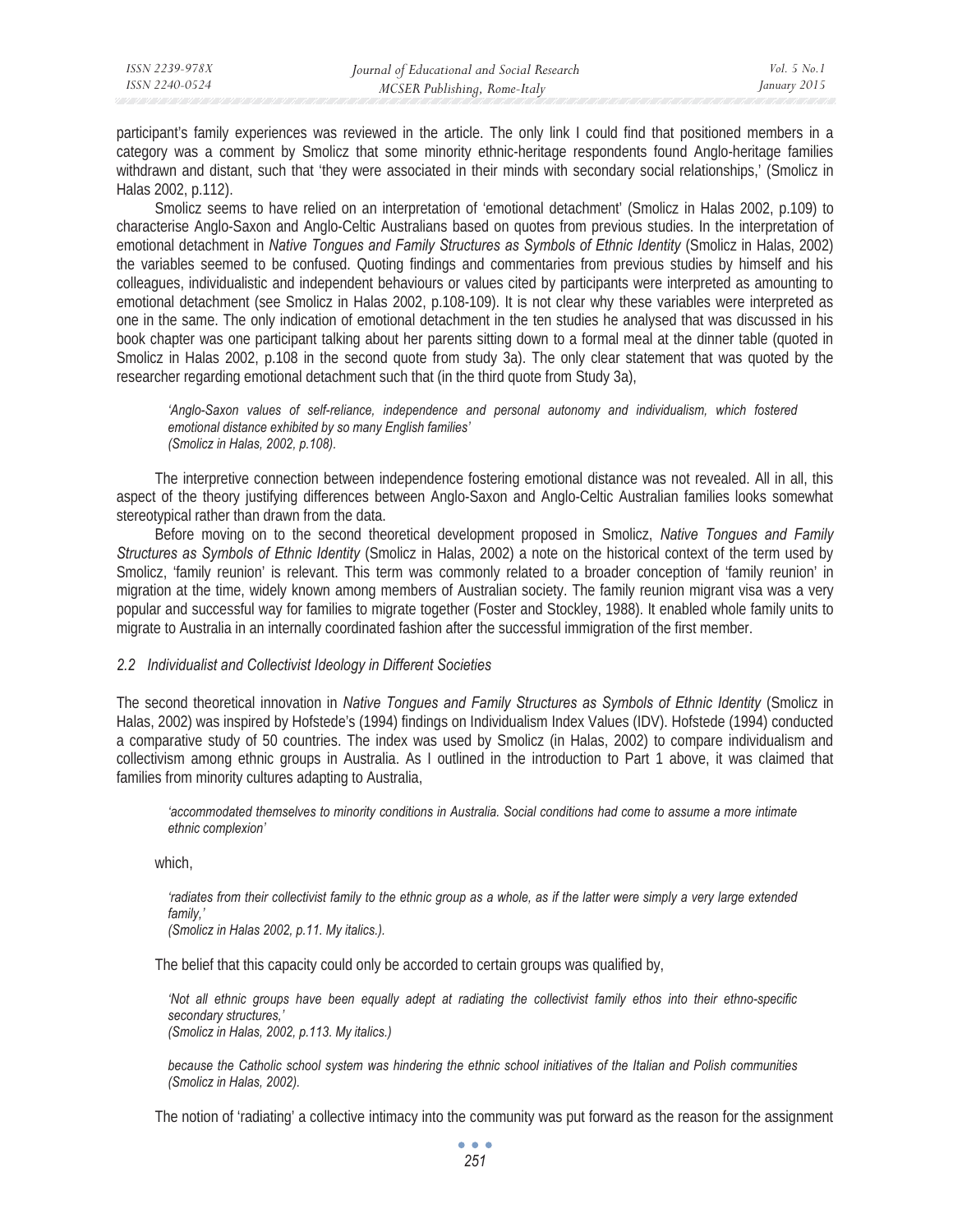participant's family experiences was reviewed in the article. The only link I could find that positioned members in a category was a comment by Smolicz that some minority ethnic-heritage respondents found Anglo-heritage families withdrawn and distant, such that 'they were associated in their minds with secondary social relationships,' (Smolicz in Halas 2002, p.112).

Smolicz seems to have relied on an interpretation of 'emotional detachment' (Smolicz in Halas 2002, p.109) to characterise Anglo-Saxon and Anglo-Celtic Australians based on quotes from previous studies. In the interpretation of emotional detachment in *Native Tongues and Family Structures as Symbols of Ethnic Identity* (Smolicz in Halas, 2002) the variables seemed to be confused. Quoting findings and commentaries from previous studies by himself and his colleagues, individualistic and independent behaviours or values cited by participants were interpreted as amounting to emotional detachment (see Smolicz in Halas 2002, p.108-109). It is not clear why these variables were interpreted as one in the same. The only indication of emotional detachment in the ten studies he analysed that was discussed in his book chapter was one participant talking about her parents sitting down to a formal meal at the dinner table (quoted in Smolicz in Halas 2002, p.108 in the second quote from study 3a). The only clear statement that was quoted by the researcher regarding emotional detachment such that (in the third quote from Study 3a),

> *'Anglo-Saxon values of self-reliance, independence and personal autonomy and individualism, which fostered emotional distance exhibited by so many English families'*
> *(Smolicz in Halas, 2002, p.108).*

The interpretive connection between independence fostering emotional distance was not revealed. All in all, this aspect of the theory justifying differences between Anglo-Saxon and Anglo-Celtic Australian families looks somewhat stereotypical rather than drawn from the data.

Before moving on to the second theoretical development proposed in Smolicz, *Native Tongues and Family Structures as Symbols of Ethnic Identity* (Smolicz in Halas, 2002) a note on the historical context of the term used by Smolicz, 'family reunion' is relevant. This term was commonly related to a broader conception of 'family reunion' in migration at the time, widely known among members of Australian society. The family reunion migrant visa was a very popular and successful way for families to migrate together (Foster and Stockley, 1988). It enabled whole family units to migrate to Australia in an internally coordinated fashion after the successful immigration of the first member.

### *2.2 Individualist and Collectivist Ideology in Different Societies*

The second theoretical innovation in *Native Tongues and Family Structures as Symbols of Ethnic Identity* (Smolicz in Halas, 2002) was inspired by Hofstede's (1994) findings on Individualism Index Values (IDV). Hofstede (1994) conducted a comparative study of 50 countries. The index was used by Smolicz (in Halas, 2002) to compare individualism and collectivism among ethnic groups in Australia. As I outlined in the introduction to Part 1 above, it was claimed that families from minority cultures adapting to Australia,

> *'accommodated themselves to minority conditions in Australia. Social conditions had come to assume a more intimate ethnic complexion'*

which,

> *'radiates from their collectivist family to the ethnic group as a whole, as if the latter were simply a very large extended family,'*
> *(Smolicz in Halas 2002, p.11. My italics.).*

The belief that this capacity could only be accorded to certain groups was qualified by,

> *'Not all ethnic groups have been equally adept at radiating the collectivist family ethos into their ethno-specific secondary structures,'*
> *(Smolicz in Halas, 2002, p.113. My italics.)*
>
> *because the Catholic school system was hindering the ethnic school initiatives of the Italian and Polish communities (Smolicz in Halas, 2002).*

The notion of 'radiating' a collective intimacy into the community was put forward as the reason for the assignment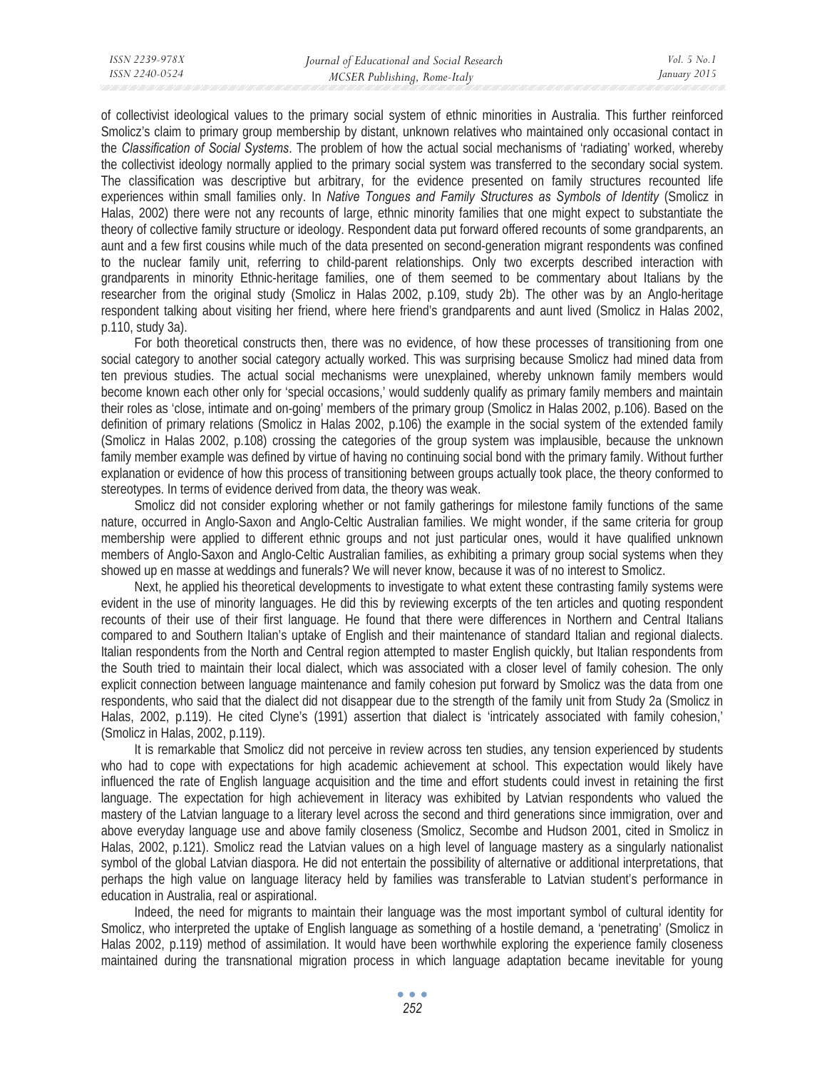of collectivist ideological values to the primary social system of ethnic minorities in Australia. This further reinforced Smolicz's claim to primary group membership by distant, unknown relatives who maintained only occasional contact in the *Classification of Social Systems*. The problem of how the actual social mechanisms of 'radiating' worked, whereby the collectivist ideology normally applied to the primary social system was transferred to the secondary social system. The classification was descriptive but arbitrary, for the evidence presented on family structures recounted life experiences within small families only. In *Native Tongues and Family Structures as Symbols of Identity* (Smolicz in Halas, 2002) there were not any recounts of large, ethnic minority families that one might expect to substantiate the theory of collective family structure or ideology. Respondent data put forward offered recounts of some grandparents, an aunt and a few first cousins while much of the data presented on second-generation migrant respondents was confined to the nuclear family unit, referring to child-parent relationships. Only two excerpts described interaction with grandparents in minority Ethnic-heritage families, one of them seemed to be commentary about Italians by the researcher from the original study (Smolicz in Halas 2002, p.109, study 2b). The other was by an Anglo-heritage respondent talking about visiting her friend, where here friend's grandparents and aunt lived (Smolicz in Halas 2002, p.110, study 3a).

For both theoretical constructs then, there was no evidence, of how these processes of transitioning from one social category to another social category actually worked. This was surprising because Smolicz had mined data from ten previous studies. The actual social mechanisms were unexplained, whereby unknown family members would become known each other only for 'special occasions,' would suddenly qualify as primary family members and maintain their roles as 'close, intimate and on-going' members of the primary group (Smolicz in Halas 2002, p.106). Based on the definition of primary relations (Smolicz in Halas 2002, p.106) the example in the social system of the extended family (Smolicz in Halas 2002, p.108) crossing the categories of the group system was implausible, because the unknown family member example was defined by virtue of having no continuing social bond with the primary family. Without further explanation or evidence of how this process of transitioning between groups actually took place, the theory conformed to stereotypes. In terms of evidence derived from data, the theory was weak.

Smolicz did not consider exploring whether or not family gatherings for milestone family functions of the same nature, occurred in Anglo-Saxon and Anglo-Celtic Australian families. We might wonder, if the same criteria for group membership were applied to different ethnic groups and not just particular ones, would it have qualified unknown members of Anglo-Saxon and Anglo-Celtic Australian families, as exhibiting a primary group social systems when they showed up en masse at weddings and funerals? We will never know, because it was of no interest to Smolicz.

Next, he applied his theoretical developments to investigate to what extent these contrasting family systems were evident in the use of minority languages. He did this by reviewing excerpts of the ten articles and quoting respondent recounts of their use of their first language. He found that there were differences in Northern and Central Italians compared to and Southern Italian's uptake of English and their maintenance of standard Italian and regional dialects. Italian respondents from the North and Central region attempted to master English quickly, but Italian respondents from the South tried to maintain their local dialect, which was associated with a closer level of family cohesion. The only explicit connection between language maintenance and family cohesion put forward by Smolicz was the data from one respondents, who said that the dialect did not disappear due to the strength of the family unit from Study 2a (Smolicz in Halas, 2002, p.119). He cited Clyne's (1991) assertion that dialect is 'intricately associated with family cohesion,' (Smolicz in Halas, 2002, p.119).

It is remarkable that Smolicz did not perceive in review across ten studies, any tension experienced by students who had to cope with expectations for high academic achievement at school. This expectation would likely have influenced the rate of English language acquisition and the time and effort students could invest in retaining the first language. The expectation for high achievement in literacy was exhibited by Latvian respondents who valued the mastery of the Latvian language to a literary level across the second and third generations since immigration, over and above everyday language use and above family closeness (Smolicz, Secombe and Hudson 2001, cited in Smolicz in Halas, 2002, p.121). Smolicz read the Latvian values on a high level of language mastery as a singularly nationalist symbol of the global Latvian diaspora. He did not entertain the possibility of alternative or additional interpretations, that perhaps the high value on language literacy held by families was transferable to Latvian student's performance in education in Australia, real or aspirational.

Indeed, the need for migrants to maintain their language was the most important symbol of cultural identity for Smolicz, who interpreted the uptake of English language as something of a hostile demand, a 'penetrating' (Smolicz in Halas 2002, p.119) method of assimilation. It would have been worthwhile exploring the experience family closeness maintained during the transnational migration process in which language adaptation became inevitable for young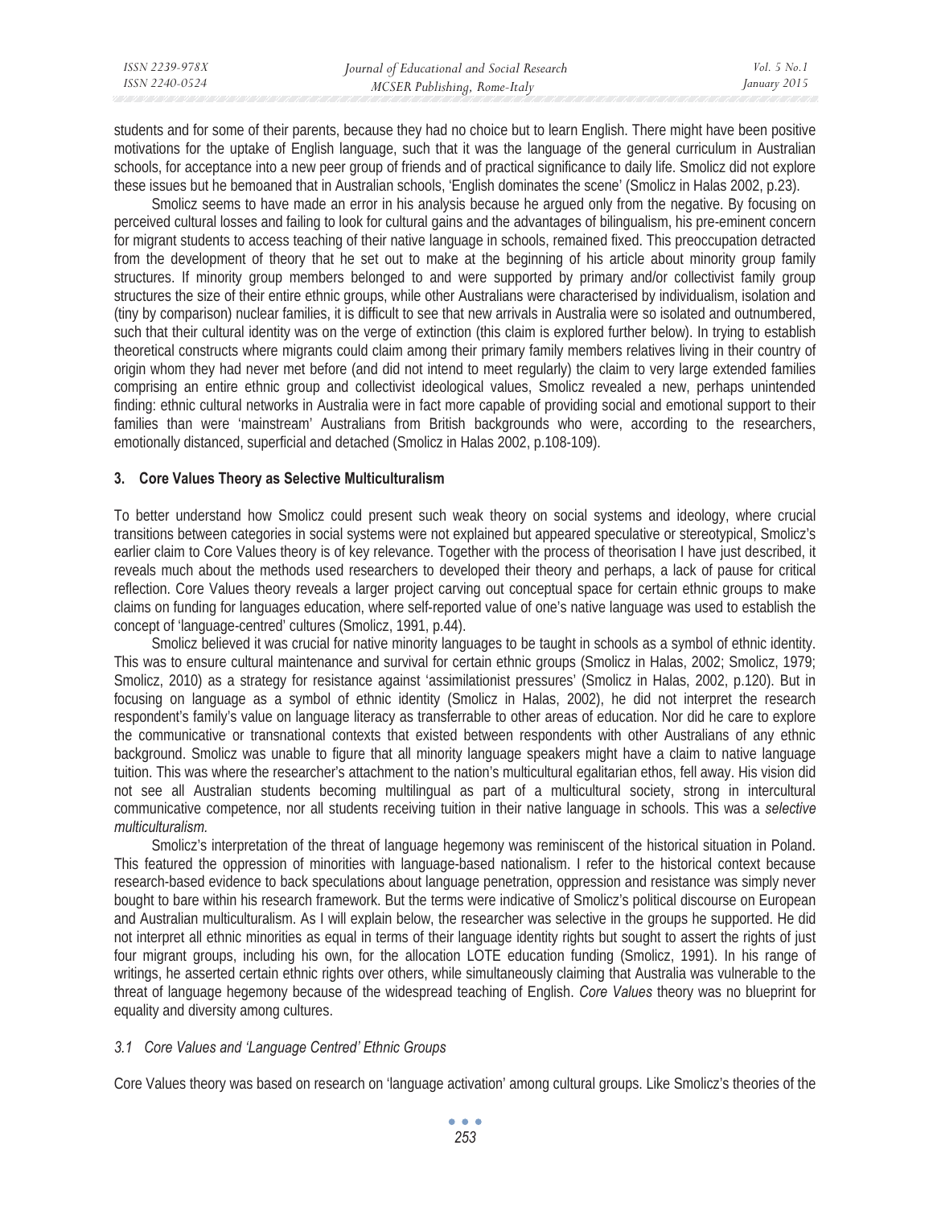students and for some of their parents, because they had no choice but to learn English. There might have been positive motivations for the uptake of English language, such that it was the language of the general curriculum in Australian schools, for acceptance into a new peer group of friends and of practical significance to daily life. Smolicz did not explore these issues but he bemoaned that in Australian schools, 'English dominates the scene' (Smolicz in Halas 2002, p.23).

Smolicz seems to have made an error in his analysis because he argued only from the negative. By focusing on perceived cultural losses and failing to look for cultural gains and the advantages of bilingualism, his pre-eminent concern for migrant students to access teaching of their native language in schools, remained fixed. This preoccupation detracted from the development of theory that he set out to make at the beginning of his article about minority group family structures. If minority group members belonged to and were supported by primary and/or collectivist family group structures the size of their entire ethnic groups, while other Australians were characterised by individualism, isolation and (tiny by comparison) nuclear families, it is difficult to see that new arrivals in Australia were so isolated and outnumbered, such that their cultural identity was on the verge of extinction (this claim is explored further below). In trying to establish theoretical constructs where migrants could claim among their primary family members relatives living in their country of origin whom they had never met before (and did not intend to meet regularly) the claim to very large extended families comprising an entire ethnic group and collectivist ideological values, Smolicz revealed a new, perhaps unintended finding: ethnic cultural networks in Australia were in fact more capable of providing social and emotional support to their families than were 'mainstream' Australians from British backgrounds who were, according to the researchers, emotionally distanced, superficial and detached (Smolicz in Halas 2002, p.108-109).

## 3. Core Values Theory as Selective Multiculturalism

To better understand how Smolicz could present such weak theory on social systems and ideology, where crucial transitions between categories in social systems were not explained but appeared speculative or stereotypical, Smolicz's earlier claim to Core Values theory is of key relevance. Together with the process of theorisation I have just described, it reveals much about the methods used researchers to developed their theory and perhaps, a lack of pause for critical reflection. Core Values theory reveals a larger project carving out conceptual space for certain ethnic groups to make claims on funding for languages education, where self-reported value of one's native language was used to establish the concept of 'language-centred' cultures (Smolicz, 1991, p.44).

Smolicz believed it was crucial for native minority languages to be taught in schools as a symbol of ethnic identity. This was to ensure cultural maintenance and survival for certain ethnic groups (Smolicz in Halas, 2002; Smolicz, 1979; Smolicz, 2010) as a strategy for resistance against 'assimilationist pressures' (Smolicz in Halas, 2002, p.120). But in focusing on language as a symbol of ethnic identity (Smolicz in Halas, 2002), he did not interpret the research respondent's family's value on language literacy as transferrable to other areas of education. Nor did he care to explore the communicative or transnational contexts that existed between respondents with other Australians of any ethnic background. Smolicz was unable to figure that all minority language speakers might have a claim to native language tuition. This was where the researcher's attachment to the nation's multicultural egalitarian ethos, fell away. His vision did not see all Australian students becoming multilingual as part of a multicultural society, strong in intercultural communicative competence, nor all students receiving tuition in their native language in schools. This was a *selective multiculturalism.*

Smolicz's interpretation of the threat of language hegemony was reminiscent of the historical situation in Poland. This featured the oppression of minorities with language-based nationalism. I refer to the historical context because research-based evidence to back speculations about language penetration, oppression and resistance was simply never bought to bare within his research framework. But the terms were indicative of Smolicz's political discourse on European and Australian multiculturalism. As I will explain below, the researcher was selective in the groups he supported. He did not interpret all ethnic minorities as equal in terms of their language identity rights but sought to assert the rights of just four migrant groups, including his own, for the allocation LOTE education funding (Smolicz, 1991). In his range of writings, he asserted certain ethnic rights over others, while simultaneously claiming that Australia was vulnerable to the threat of language hegemony because of the widespread teaching of English. *Core Values* theory was no blueprint for equality and diversity among cultures.

### *3.1 Core Values and 'Language Centred' Ethnic Groups*

Core Values theory was based on research on 'language activation' among cultural groups. Like Smolicz's theories of the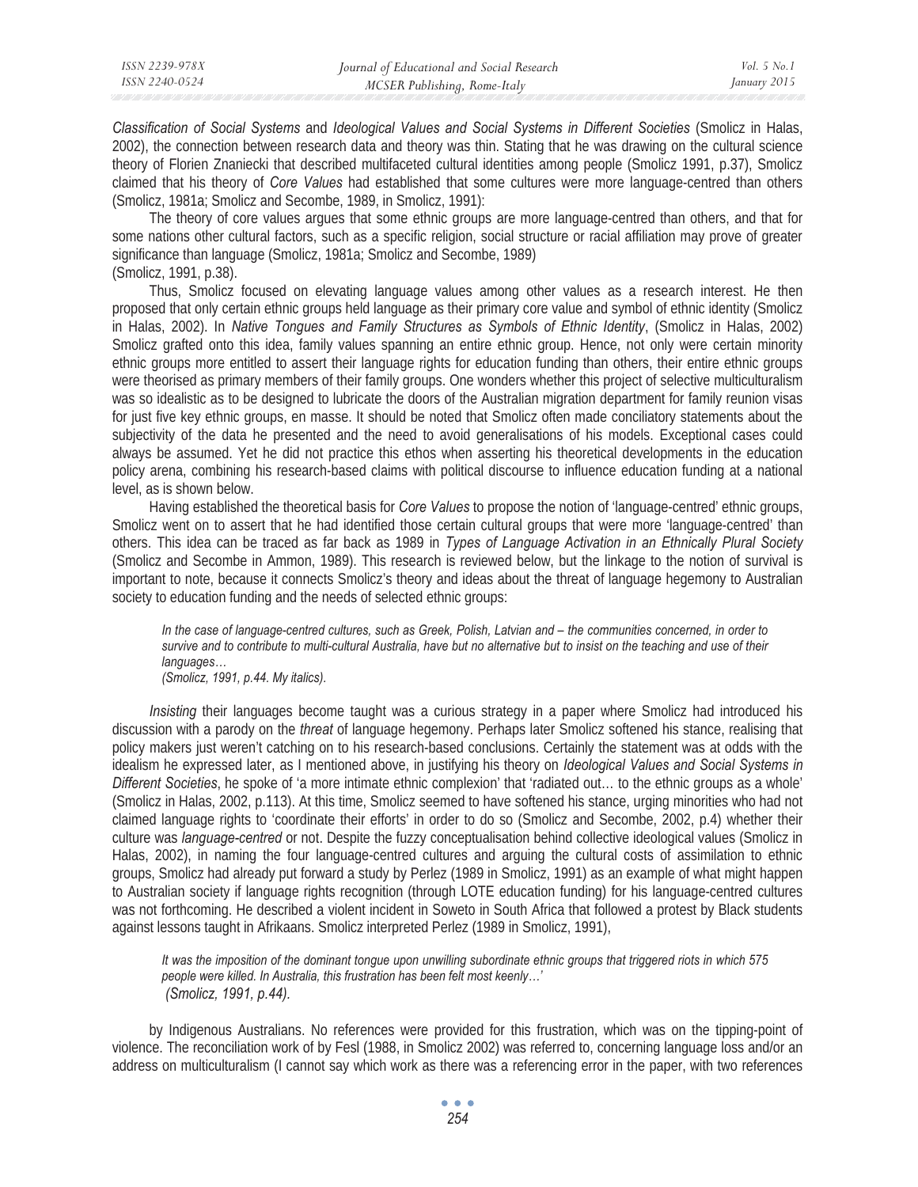*Classification of Social Systems* and *Ideological Values and Social Systems in Different Societies* (Smolicz in Halas, 2002), the connection between research data and theory was thin. Stating that he was drawing on the cultural science theory of Florien Znaniecki that described multifaceted cultural identities among people (Smolicz 1991, p.37), Smolicz claimed that his theory of *Core Values* had established that some cultures were more language-centred than others (Smolicz, 1981a; Smolicz and Secombe, 1989, in Smolicz, 1991):

The theory of core values argues that some ethnic groups are more language-centred than others, and that for some nations other cultural factors, such as a specific religion, social structure or racial affiliation may prove of greater significance than language (Smolicz, 1981a; Smolicz and Secombe, 1989)
(Smolicz, 1991, p.38).

Thus, Smolicz focused on elevating language values among other values as a research interest. He then proposed that only certain ethnic groups held language as their primary core value and symbol of ethnic identity (Smolicz in Halas, 2002). In *Native Tongues and Family Structures as Symbols of Ethnic Identity*, (Smolicz in Halas, 2002) Smolicz grafted onto this idea, family values spanning an entire ethnic group. Hence, not only were certain minority ethnic groups more entitled to assert their language rights for education funding than others, their entire ethnic groups were theorised as primary members of their family groups. One wonders whether this project of selective multiculturalism was so idealistic as to be designed to lubricate the doors of the Australian migration department for family reunion visas for just five key ethnic groups, en masse. It should be noted that Smolicz often made conciliatory statements about the subjectivity of the data he presented and the need to avoid generalisations of his models. Exceptional cases could always be assumed. Yet he did not practice this ethos when asserting his theoretical developments in the education policy arena, combining his research-based claims with political discourse to influence education funding at a national level, as is shown below.

Having established the theoretical basis for *Core Values* to propose the notion of 'language-centred' ethnic groups, Smolicz went on to assert that he had identified those certain cultural groups that were more 'language-centred' than others. This idea can be traced as far back as 1989 in *Types of Language Activation in an Ethnically Plural Society* (Smolicz and Secombe in Ammon, 1989). This research is reviewed below, but the linkage to the notion of survival is important to note, because it connects Smolicz's theory and ideas about the threat of language hegemony to Australian society to education funding and the needs of selected ethnic groups:

> *In the case of language-centred cultures, such as Greek, Polish, Latvian and – the communities concerned, in order to survive and to contribute to multi-cultural Australia, have but no alternative but to insist on the teaching and use of their languages…*
> *(Smolicz, 1991, p.44. My italics).*

*Insisting* their languages become taught was a curious strategy in a paper where Smolicz had introduced his discussion with a parody on the *threat* of language hegemony. Perhaps later Smolicz softened his stance, realising that policy makers just weren't catching on to his research-based conclusions. Certainly the statement was at odds with the idealism he expressed later, as I mentioned above, in justifying his theory on *Ideological Values and Social Systems in Different Societies*, he spoke of 'a more intimate ethnic complexion' that 'radiated out… to the ethnic groups as a whole' (Smolicz in Halas, 2002, p.113). At this time, Smolicz seemed to have softened his stance, urging minorities who had not claimed language rights to 'coordinate their efforts' in order to do so (Smolicz and Secombe, 2002, p.4) whether their culture was *language-centred* or not. Despite the fuzzy conceptualisation behind collective ideological values (Smolicz in Halas, 2002), in naming the four language-centred cultures and arguing the cultural costs of assimilation to ethnic groups, Smolicz had already put forward a study by Perlez (1989 in Smolicz, 1991) as an example of what might happen to Australian society if language rights recognition (through LOTE education funding) for his language-centred cultures was not forthcoming. He described a violent incident in Soweto in South Africa that followed a protest by Black students against lessons taught in Afrikaans. Smolicz interpreted Perlez (1989 in Smolicz, 1991),

> *It was the imposition of the dominant tongue upon unwilling subordinate ethnic groups that triggered riots in which 575 people were killed. In Australia, this frustration has been felt most keenly…'*
> *(Smolicz, 1991, p.44).*

by Indigenous Australians. No references were provided for this frustration, which was on the tipping-point of violence. The reconciliation work of by Fesl (1988, in Smolicz 2002) was referred to, concerning language loss and/or an address on multiculturalism (I cannot say which work as there was a referencing error in the paper, with two references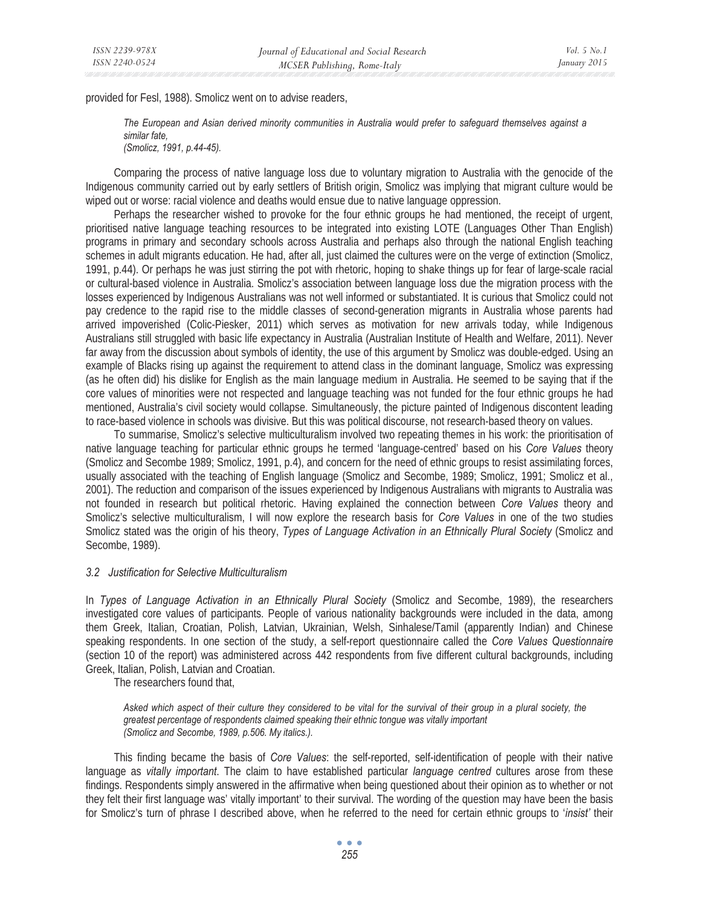provided for Fesl, 1988). Smolicz went on to advise readers,

> *The European and Asian derived minority communities in Australia would prefer to safeguard themselves against a similar fate,*
> *(Smolicz, 1991, p.44-45).*

Comparing the process of native language loss due to voluntary migration to Australia with the genocide of the Indigenous community carried out by early settlers of British origin, Smolicz was implying that migrant culture would be wiped out or worse: racial violence and deaths would ensue due to native language oppression.

Perhaps the researcher wished to provoke for the four ethnic groups he had mentioned, the receipt of urgent, prioritised native language teaching resources to be integrated into existing LOTE (Languages Other Than English) programs in primary and secondary schools across Australia and perhaps also through the national English teaching schemes in adult migrants education. He had, after all, just claimed the cultures were on the verge of extinction (Smolicz, 1991, p.44). Or perhaps he was just stirring the pot with rhetoric, hoping to shake things up for fear of large-scale racial or cultural-based violence in Australia. Smolicz's association between language loss due the migration process with the losses experienced by Indigenous Australians was not well informed or substantiated. It is curious that Smolicz could not pay credence to the rapid rise to the middle classes of second-generation migrants in Australia whose parents had arrived impoverished (Colic-Piesker, 2011) which serves as motivation for new arrivals today, while Indigenous Australians still struggled with basic life expectancy in Australia (Australian Institute of Health and Welfare, 2011). Never far away from the discussion about symbols of identity, the use of this argument by Smolicz was double-edged. Using an example of Blacks rising up against the requirement to attend class in the dominant language, Smolicz was expressing (as he often did) his dislike for English as the main language medium in Australia. He seemed to be saying that if the core values of minorities were not respected and language teaching was not funded for the four ethnic groups he had mentioned, Australia's civil society would collapse. Simultaneously, the picture painted of Indigenous discontent leading to race-based violence in schools was divisive. But this was political discourse, not research-based theory on values.

To summarise, Smolicz's selective multiculturalism involved two repeating themes in his work: the prioritisation of native language teaching for particular ethnic groups he termed 'language-centred' based on his *Core Values* theory (Smolicz and Secombe 1989; Smolicz, 1991, p.4), and concern for the need of ethnic groups to resist assimilating forces, usually associated with the teaching of English language (Smolicz and Secombe, 1989; Smolicz, 1991; Smolicz et al., 2001). The reduction and comparison of the issues experienced by Indigenous Australians with migrants to Australia was not founded in research but political rhetoric. Having explained the connection between *Core Values* theory and Smolicz's selective multiculturalism, I will now explore the research basis for *Core Values* in one of the two studies Smolicz stated was the origin of his theory, *Types of Language Activation in an Ethnically Plural Society* (Smolicz and Secombe, 1989).

### *3.2 Justification for Selective Multiculturalism*

In *Types of Language Activation in an Ethnically Plural Society* (Smolicz and Secombe, 1989), the researchers investigated core values of participants. People of various nationality backgrounds were included in the data, among them Greek, Italian, Croatian, Polish, Latvian, Ukrainian, Welsh, Sinhalese/Tamil (apparently Indian) and Chinese speaking respondents. In one section of the study, a self-report questionnaire called the *Core Values Questionnaire* (section 10 of the report) was administered across 442 respondents from five different cultural backgrounds, including Greek, Italian, Polish, Latvian and Croatian.

The researchers found that,

> *Asked which aspect of their culture they considered to be vital for the survival of their group in a plural society, the greatest percentage of respondents claimed speaking their ethnic tongue was vitally important*
> *(Smolicz and Secombe, 1989, p.506. My italics.).*

This finding became the basis of *Core Values*: the self-reported, self-identification of people with their native language as *vitally important*. The claim to have established particular *language centred* cultures arose from these findings. Respondents simply answered in the affirmative when being questioned about their opinion as to whether or not they felt their first language was' vitally important' to their survival. The wording of the question may have been the basis for Smolicz's turn of phrase I described above, when he referred to the need for certain ethnic groups to '*insist'* their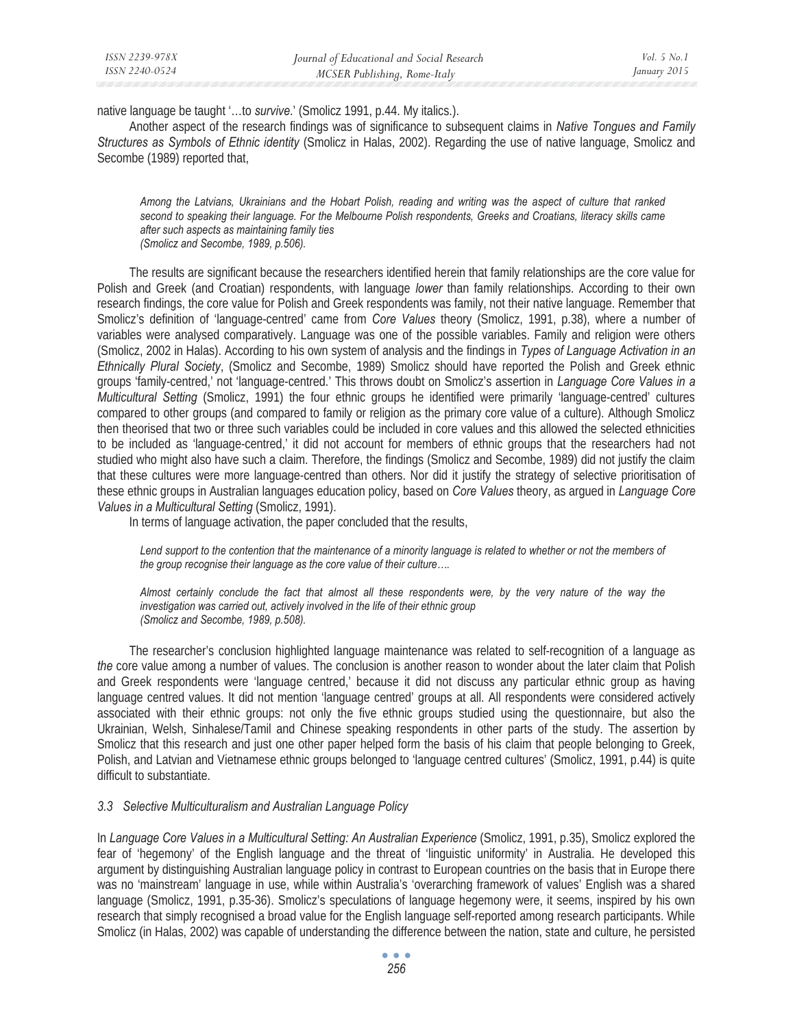native language be taught '…to *survive*.' (Smolicz 1991, p.44. My italics.).

Another aspect of the research findings was of significance to subsequent claims in *Native Tongues and Family Structures as Symbols of Ethnic identity* (Smolicz in Halas, 2002). Regarding the use of native language, Smolicz and Secombe (1989) reported that,

> *Among the Latvians, Ukrainians and the Hobart Polish, reading and writing was the aspect of culture that ranked second to speaking their language. For the Melbourne Polish respondents, Greeks and Croatians, literacy skills came after such aspects as maintaining family ties*
> *(Smolicz and Secombe, 1989, p.506).*

The results are significant because the researchers identified herein that family relationships are the core value for Polish and Greek (and Croatian) respondents, with language *lower* than family relationships. According to their own research findings, the core value for Polish and Greek respondents was family, not their native language. Remember that Smolicz's definition of 'language-centred' came from *Core Values* theory (Smolicz, 1991, p.38), where a number of variables were analysed comparatively. Language was one of the possible variables. Family and religion were others (Smolicz, 2002 in Halas). According to his own system of analysis and the findings in *Types of Language Activation in an Ethnically Plural Society*, (Smolicz and Secombe, 1989) Smolicz should have reported the Polish and Greek ethnic groups 'family-centred,' not 'language-centred.' This throws doubt on Smolicz's assertion in *Language Core Values in a Multicultural Setting* (Smolicz, 1991) the four ethnic groups he identified were primarily 'language-centred' cultures compared to other groups (and compared to family or religion as the primary core value of a culture). Although Smolicz then theorised that two or three such variables could be included in core values and this allowed the selected ethnicities to be included as 'language-centred,' it did not account for members of ethnic groups that the researchers had not studied who might also have such a claim. Therefore, the findings (Smolicz and Secombe, 1989) did not justify the claim that these cultures were more language-centred than others. Nor did it justify the strategy of selective prioritisation of these ethnic groups in Australian languages education policy, based on *Core Values* theory, as argued in *Language Core Values in a Multicultural Setting* (Smolicz, 1991).

In terms of language activation, the paper concluded that the results,

> *Lend support to the contention that the maintenance of a minority language is related to whether or not the members of the group recognise their language as the core value of their culture….*
>
> *Almost certainly conclude the fact that almost all these respondents were, by the very nature of the way the investigation was carried out, actively involved in the life of their ethnic group*
> *(Smolicz and Secombe, 1989, p.508).*

The researcher's conclusion highlighted language maintenance was related to self-recognition of a language as *the* core value among a number of values. The conclusion is another reason to wonder about the later claim that Polish and Greek respondents were 'language centred,' because it did not discuss any particular ethnic group as having language centred values. It did not mention 'language centred' groups at all. All respondents were considered actively associated with their ethnic groups: not only the five ethnic groups studied using the questionnaire, but also the Ukrainian, Welsh, Sinhalese/Tamil and Chinese speaking respondents in other parts of the study. The assertion by Smolicz that this research and just one other paper helped form the basis of his claim that people belonging to Greek, Polish, and Latvian and Vietnamese ethnic groups belonged to 'language centred cultures' (Smolicz, 1991, p.44) is quite difficult to substantiate.

### *3.3 Selective Multiculturalism and Australian Language Policy*

In *Language Core Values in a Multicultural Setting: An Australian Experience* (Smolicz, 1991, p.35), Smolicz explored the fear of 'hegemony' of the English language and the threat of 'linguistic uniformity' in Australia. He developed this argument by distinguishing Australian language policy in contrast to European countries on the basis that in Europe there was no 'mainstream' language in use, while within Australia's 'overarching framework of values' English was a shared language (Smolicz, 1991, p.35-36). Smolicz's speculations of language hegemony were, it seems, inspired by his own research that simply recognised a broad value for the English language self-reported among research participants. While Smolicz (in Halas, 2002) was capable of understanding the difference between the nation, state and culture, he persisted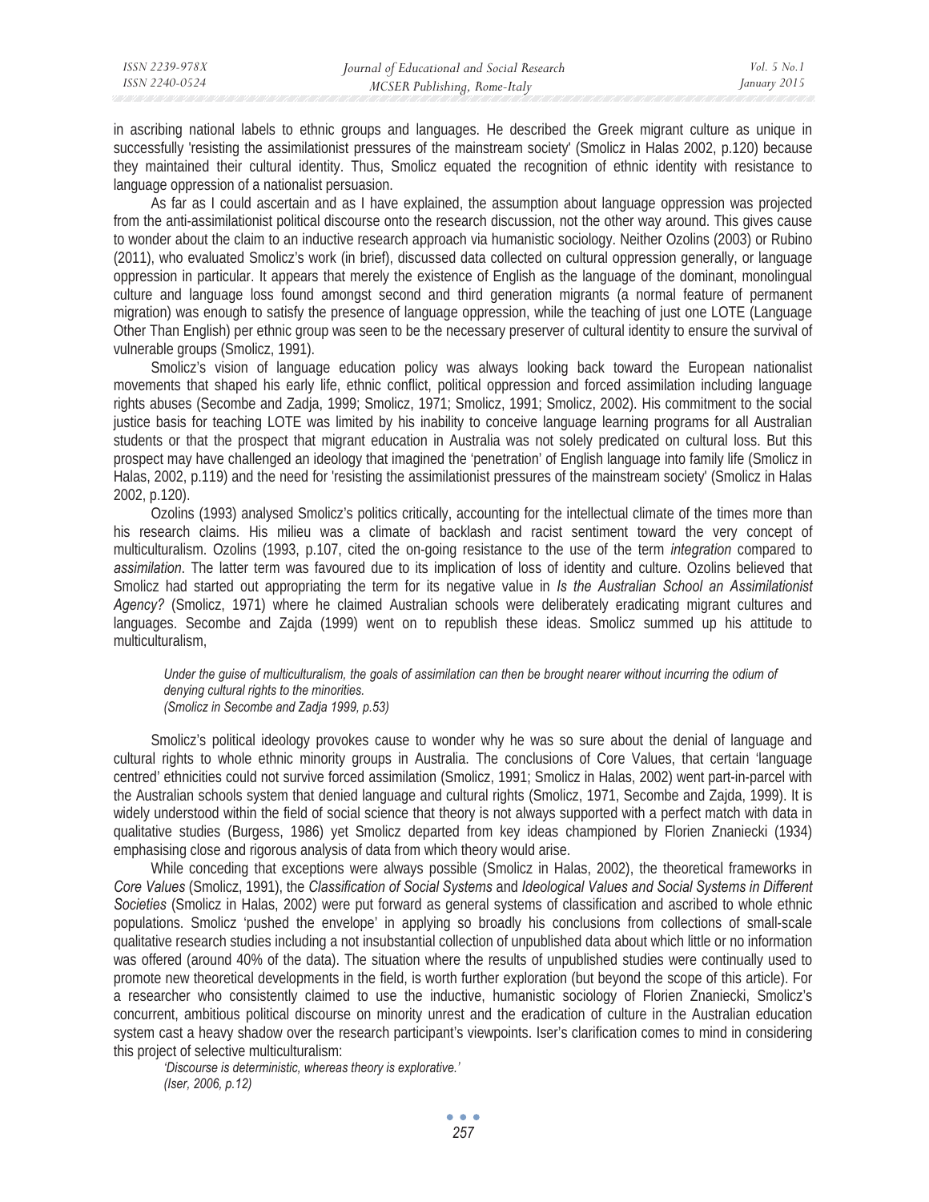in ascribing national labels to ethnic groups and languages. He described the Greek migrant culture as unique in successfully 'resisting the assimilationist pressures of the mainstream society' (Smolicz in Halas 2002, p.120) because they maintained their cultural identity. Thus, Smolicz equated the recognition of ethnic identity with resistance to language oppression of a nationalist persuasion.

As far as I could ascertain and as I have explained, the assumption about language oppression was projected from the anti-assimilationist political discourse onto the research discussion, not the other way around. This gives cause to wonder about the claim to an inductive research approach via humanistic sociology. Neither Ozolins (2003) or Rubino (2011), who evaluated Smolicz's work (in brief), discussed data collected on cultural oppression generally, or language oppression in particular. It appears that merely the existence of English as the language of the dominant, monolingual culture and language loss found amongst second and third generation migrants (a normal feature of permanent migration) was enough to satisfy the presence of language oppression, while the teaching of just one LOTE (Language Other Than English) per ethnic group was seen to be the necessary preserver of cultural identity to ensure the survival of vulnerable groups (Smolicz, 1991).

Smolicz's vision of language education policy was always looking back toward the European nationalist movements that shaped his early life, ethnic conflict, political oppression and forced assimilation including language rights abuses (Secombe and Zadja, 1999; Smolicz, 1971; Smolicz, 1991; Smolicz, 2002). His commitment to the social justice basis for teaching LOTE was limited by his inability to conceive language learning programs for all Australian students or that the prospect that migrant education in Australia was not solely predicated on cultural loss. But this prospect may have challenged an ideology that imagined the 'penetration' of English language into family life (Smolicz in Halas, 2002, p.119) and the need for 'resisting the assimilationist pressures of the mainstream society' (Smolicz in Halas 2002, p.120).

Ozolins (1993) analysed Smolicz's politics critically, accounting for the intellectual climate of the times more than his research claims. His milieu was a climate of backlash and racist sentiment toward the very concept of multiculturalism. Ozolins (1993, p.107, cited the on-going resistance to the use of the term *integration* compared to *assimilation*. The latter term was favoured due to its implication of loss of identity and culture. Ozolins believed that Smolicz had started out appropriating the term for its negative value in *Is the Australian School an Assimilationist Agency?* (Smolicz, 1971) where he claimed Australian schools were deliberately eradicating migrant cultures and languages. Secombe and Zajda (1999) went on to republish these ideas. Smolicz summed up his attitude to multiculturalism,

> *Under the guise of multiculturalism, the goals of assimilation can then be brought nearer without incurring the odium of denying cultural rights to the minorities.*
> *(Smolicz in Secombe and Zadja 1999, p.53)*

Smolicz's political ideology provokes cause to wonder why he was so sure about the denial of language and cultural rights to whole ethnic minority groups in Australia. The conclusions of Core Values, that certain 'language centred' ethnicities could not survive forced assimilation (Smolicz, 1991; Smolicz in Halas, 2002) went part-in-parcel with the Australian schools system that denied language and cultural rights (Smolicz, 1971, Secombe and Zajda, 1999). It is widely understood within the field of social science that theory is not always supported with a perfect match with data in qualitative studies (Burgess, 1986) yet Smolicz departed from key ideas championed by Florien Znaniecki (1934) emphasising close and rigorous analysis of data from which theory would arise.

While conceding that exceptions were always possible (Smolicz in Halas, 2002), the theoretical frameworks in *Core Values* (Smolicz, 1991), the *Classification of Social Systems* and *Ideological Values and Social Systems in Different Societies* (Smolicz in Halas, 2002) were put forward as general systems of classification and ascribed to whole ethnic populations. Smolicz 'pushed the envelope' in applying so broadly his conclusions from collections of small-scale qualitative research studies including a not insubstantial collection of unpublished data about which little or no information was offered (around 40% of the data). The situation where the results of unpublished studies were continually used to promote new theoretical developments in the field, is worth further exploration (but beyond the scope of this article). For a researcher who consistently claimed to use the inductive, humanistic sociology of Florien Znaniecki, Smolicz's concurrent, ambitious political discourse on minority unrest and the eradication of culture in the Australian education system cast a heavy shadow over the research participant's viewpoints. Iser's clarification comes to mind in considering this project of selective multiculturalism:

> *'Discourse is deterministic, whereas theory is explorative.'*
> *(Iser, 2006, p.12)*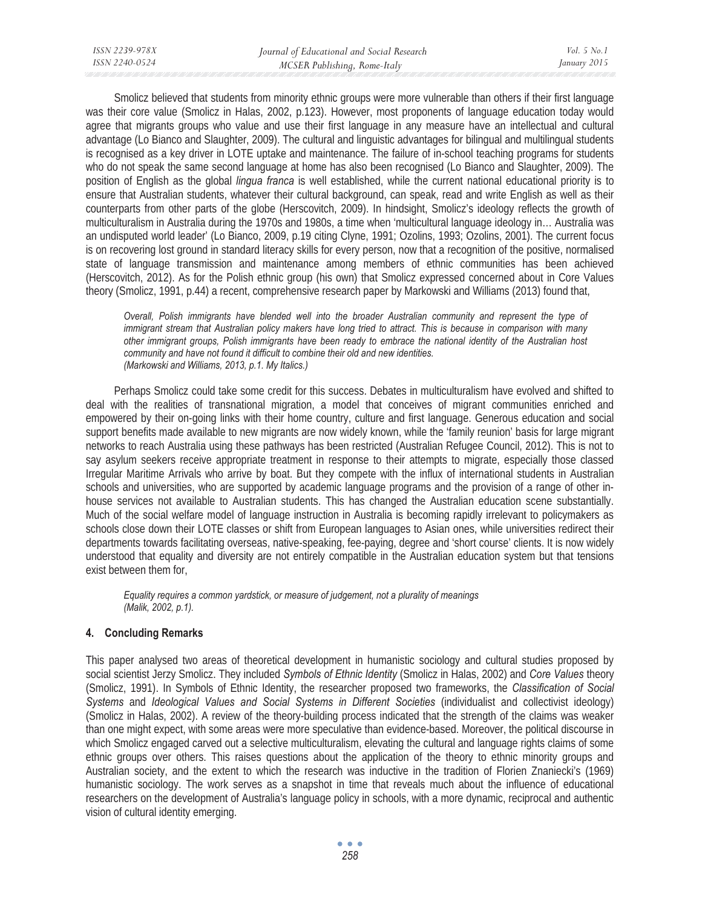Smolicz believed that students from minority ethnic groups were more vulnerable than others if their first language was their core value (Smolicz in Halas, 2002, p.123). However, most proponents of language education today would agree that migrants groups who value and use their first language in any measure have an intellectual and cultural advantage (Lo Bianco and Slaughter, 2009). The cultural and linguistic advantages for bilingual and multilingual students is recognised as a key driver in LOTE uptake and maintenance. The failure of in-school teaching programs for students who do not speak the same second language at home has also been recognised (Lo Bianco and Slaughter, 2009). The position of English as the global *lingua franca* is well established, while the current national educational priority is to ensure that Australian students, whatever their cultural background, can speak, read and write English as well as their counterparts from other parts of the globe (Herscovitch, 2009). In hindsight, Smolicz's ideology reflects the growth of multiculturalism in Australia during the 1970s and 1980s, a time when 'multicultural language ideology in… Australia was an undisputed world leader' (Lo Bianco, 2009, p.19 citing Clyne, 1991; Ozolins, 1993; Ozolins, 2001). The current focus is on recovering lost ground in standard literacy skills for every person, now that a recognition of the positive, normalised state of language transmission and maintenance among members of ethnic communities has been achieved (Herscovitch, 2012). As for the Polish ethnic group (his own) that Smolicz expressed concerned about in Core Values theory (Smolicz, 1991, p.44) a recent, comprehensive research paper by Markowski and Williams (2013) found that,

> *Overall, Polish immigrants have blended well into the broader Australian community and represent the type of immigrant stream that Australian policy makers have long tried to attract. This is because in comparison with many other immigrant groups, Polish immigrants have been ready to embrace the national identity of the Australian host community and have not found it difficult to combine their old and new identities.*
> *(Markowski and Williams, 2013, p.1. My Italics.)*

Perhaps Smolicz could take some credit for this success. Debates in multiculturalism have evolved and shifted to deal with the realities of transnational migration, a model that conceives of migrant communities enriched and empowered by their on-going links with their home country, culture and first language. Generous education and social support benefits made available to new migrants are now widely known, while the 'family reunion' basis for large migrant networks to reach Australia using these pathways has been restricted (Australian Refugee Council, 2012). This is not to say asylum seekers receive appropriate treatment in response to their attempts to migrate, especially those classed Irregular Maritime Arrivals who arrive by boat. But they compete with the influx of international students in Australian schools and universities, who are supported by academic language programs and the provision of a range of other in-house services not available to Australian students. This has changed the Australian education scene substantially. Much of the social welfare model of language instruction in Australia is becoming rapidly irrelevant to policymakers as schools close down their LOTE classes or shift from European languages to Asian ones, while universities redirect their departments towards facilitating overseas, native-speaking, fee-paying, degree and 'short course' clients. It is now widely understood that equality and diversity are not entirely compatible in the Australian education system but that tensions exist between them for,

> *Equality requires a common yardstick, or measure of judgement, not a plurality of meanings*
> *(Malik, 2002, p.1).*

## 4. Concluding Remarks

This paper analysed two areas of theoretical development in humanistic sociology and cultural studies proposed by social scientist Jerzy Smolicz. They included *Symbols of Ethnic Identity* (Smolicz in Halas, 2002) and *Core Values* theory (Smolicz, 1991). In Symbols of Ethnic Identity, the researcher proposed two frameworks, the *Classification of Social Systems* and *Ideological Values and Social Systems in Different Societies* (individualist and collectivist ideology) (Smolicz in Halas, 2002). A review of the theory-building process indicated that the strength of the claims was weaker than one might expect, with some areas were more speculative than evidence-based. Moreover, the political discourse in which Smolicz engaged carved out a selective multiculturalism, elevating the cultural and language rights claims of some ethnic groups over others. This raises questions about the application of the theory to ethnic minority groups and Australian society, and the extent to which the research was inductive in the tradition of Florien Znaniecki's (1969) humanistic sociology. The work serves as a snapshot in time that reveals much about the influence of educational researchers on the development of Australia's language policy in schools, with a more dynamic, reciprocal and authentic vision of cultural identity emerging.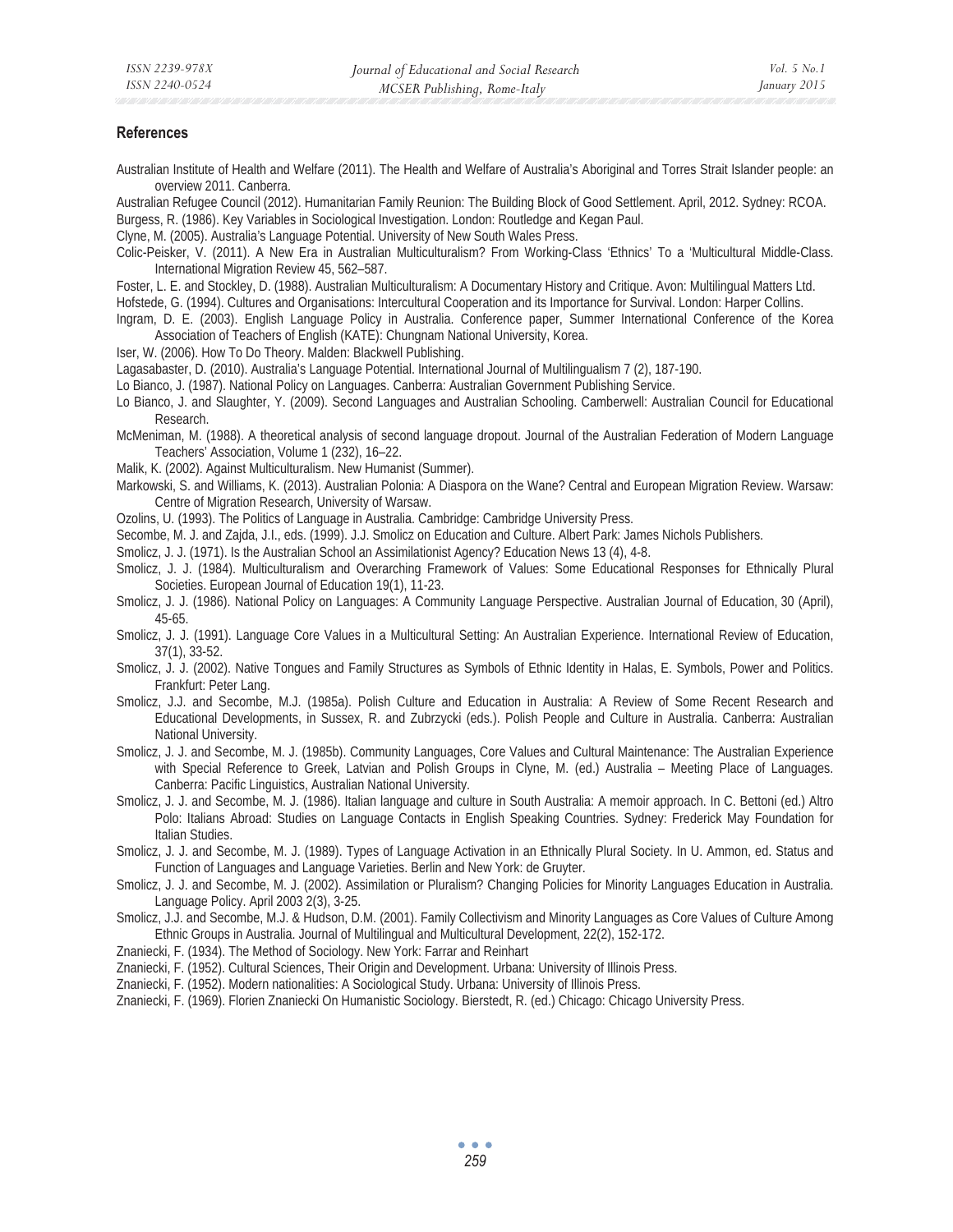## References

Australian Institute of Health and Welfare (2011). The Health and Welfare of Australia's Aboriginal and Torres Strait Islander people: an overview 2011. Canberra.

Australian Refugee Council (2012). Humanitarian Family Reunion: The Building Block of Good Settlement. April, 2012. Sydney: RCOA.

Burgess, R. (1986). Key Variables in Sociological Investigation. London: Routledge and Kegan Paul.

Clyne, M. (2005). Australia's Language Potential. University of New South Wales Press.

Colic-Peisker, V. (2011). A New Era in Australian Multiculturalism? From Working-Class 'Ethnics' To a 'Multicultural Middle-Class. International Migration Review 45, 562–587.

Foster, L. E. and Stockley, D. (1988). Australian Multiculturalism: A Documentary History and Critique. Avon: Multilingual Matters Ltd.

Hofstede, G. (1994). Cultures and Organisations: Intercultural Cooperation and its Importance for Survival. London: Harper Collins.

Ingram, D. E. (2003). English Language Policy in Australia. Conference paper, Summer International Conference of the Korea Association of Teachers of English (KATE): Chungnam National University, Korea.

Iser, W. (2006). How To Do Theory. Malden: Blackwell Publishing.

Lagasabaster, D. (2010). Australia's Language Potential. International Journal of Multilingualism 7 (2), 187-190.

Lo Bianco, J. (1987). National Policy on Languages. Canberra: Australian Government Publishing Service.

Lo Bianco, J. and Slaughter, Y. (2009). Second Languages and Australian Schooling. Camberwell: Australian Council for Educational Research.

McMeniman, M. (1988). A theoretical analysis of second language dropout. Journal of the Australian Federation of Modern Language Teachers' Association, Volume 1 (232), 16–22.

Malik, K. (2002). Against Multiculturalism. New Humanist (Summer).

Markowski, S. and Williams, K. (2013). Australian Polonia: A Diaspora on the Wane? Central and European Migration Review. Warsaw: Centre of Migration Research, University of Warsaw.

Ozolins, U. (1993). The Politics of Language in Australia. Cambridge: Cambridge University Press.

Secombe, M. J. and Zajda, J.I., eds. (1999). J.J. Smolicz on Education and Culture. Albert Park: James Nichols Publishers.

Smolicz, J. J. (1971). Is the Australian School an Assimilationist Agency? Education News 13 (4), 4-8.

Smolicz, J. J. (1984). Multiculturalism and Overarching Framework of Values: Some Educational Responses for Ethnically Plural Societies. European Journal of Education 19(1), 11-23.

Smolicz, J. J. (1986). National Policy on Languages: A Community Language Perspective. Australian Journal of Education, 30 (April), 45-65.

Smolicz, J. J. (1991). Language Core Values in a Multicultural Setting: An Australian Experience. International Review of Education, 37(1), 33-52.

Smolicz, J. J. (2002). Native Tongues and Family Structures as Symbols of Ethnic Identity in Halas, E. Symbols, Power and Politics. Frankfurt: Peter Lang.

Smolicz, J.J. and Secombe, M.J. (1985a). Polish Culture and Education in Australia: A Review of Some Recent Research and Educational Developments, in Sussex, R. and Zubrzycki (eds.). Polish People and Culture in Australia. Canberra: Australian National University.

Smolicz, J. J. and Secombe, M. J. (1985b). Community Languages, Core Values and Cultural Maintenance: The Australian Experience with Special Reference to Greek, Latvian and Polish Groups in Clyne, M. (ed.) Australia – Meeting Place of Languages. Canberra: Pacific Linguistics, Australian National University.

Smolicz, J. J. and Secombe, M. J. (1986). Italian language and culture in South Australia: A memoir approach. In C. Bettoni (ed.) Altro Polo: Italians Abroad: Studies on Language Contacts in English Speaking Countries. Sydney: Frederick May Foundation for Italian Studies.

Smolicz, J. J. and Secombe, M. J. (1989). Types of Language Activation in an Ethnically Plural Society. In U. Ammon, ed. Status and Function of Languages and Language Varieties. Berlin and New York: de Gruyter.

Smolicz, J. J. and Secombe, M. J. (2002). Assimilation or Pluralism? Changing Policies for Minority Languages Education in Australia. Language Policy. April 2003 2(3), 3-25.

Smolicz, J.J. and Secombe, M.J. & Hudson, D.M. (2001). Family Collectivism and Minority Languages as Core Values of Culture Among Ethnic Groups in Australia. Journal of Multilingual and Multicultural Development, 22(2), 152-172.

Znaniecki, F. (1934). The Method of Sociology. New York: Farrar and Reinhart

Znaniecki, F. (1952). Cultural Sciences, Their Origin and Development. Urbana: University of Illinois Press.

Znaniecki, F. (1952). Modern nationalities: A Sociological Study. Urbana: University of Illinois Press.

Znaniecki, F. (1969). Florien Znaniecki On Humanistic Sociology. Bierstedt, R. (ed.) Chicago: Chicago University Press.